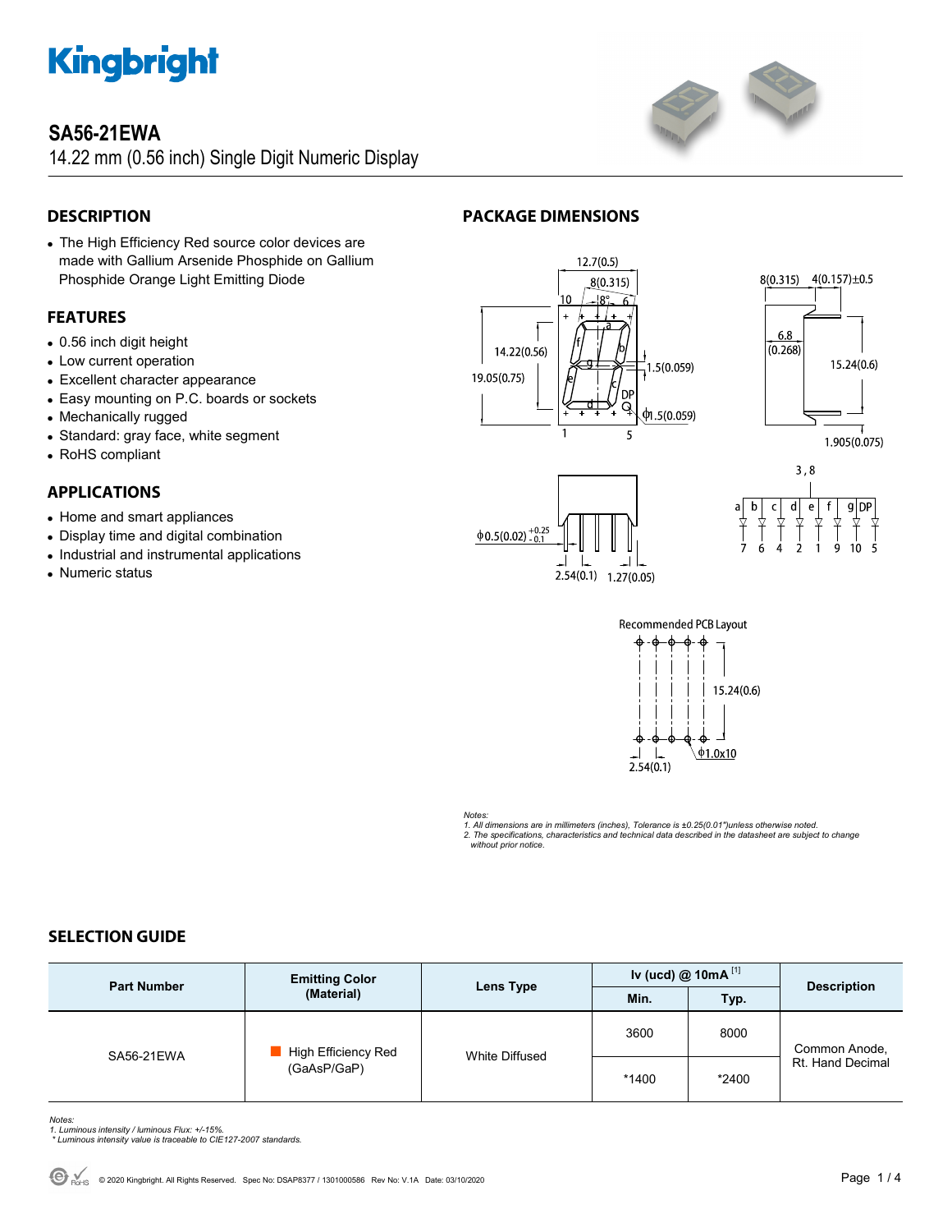# SA56-21EWA

14.22 mm (0.56 inch) Single Digit Numeric Display

## DESCRIPTION

- The High Efficiency Red source color devices are made with Gallium Arsenide Phosphide on Gallium Phosphide Orange Light Emitting Diode

## FEATURES

- 0.56 inch digit height
- Low current operation
- Excellent character appearance
- Easy mounting on P.C. boards or sockets
- Mechanically rugged
- Standard: gray face, white segment
- RoHS compliant

## APPLICATIONS

- Home and smart appliances
- Display time and digital combination
- Industrial and instrumental applications
- Numeric status

## PACKAGE DIMENSIONS

Recommended PCB Layout

*Notes:*
*1. All dimensions are in millimeters (inches), Tolerance is ±0.25(0.01")unless otherwise noted.*
*2. The specifications, characteristics and technical data described in the datasheet are subject to change without prior notice.*

## SELECTION GUIDE

| Part Number | Emitting Color (Material) | Lens Type | Iv (ucd) @ 10mA [1] | | Description |
|---|---|---|---|---|---|
| | | | Min. | Typ. | |
| SA56-21EWA | High Efficiency Red (GaAsP/GaP) | White Diffused | 3600 | 8000 | Common Anode, Rt. Hand Decimal |
| | | | *1400 | *2400 | |

*Notes:*
*1. Luminous intensity / luminous Flux: +/-15%.*
*\* Luminous intensity value is traceable to CIE127-2007 standards.*

© 2020 Kingbright. All Rights Reserved. Spec No: DSAP8377 / 1301000586 Rev No: V.1A Date: 03/10/2020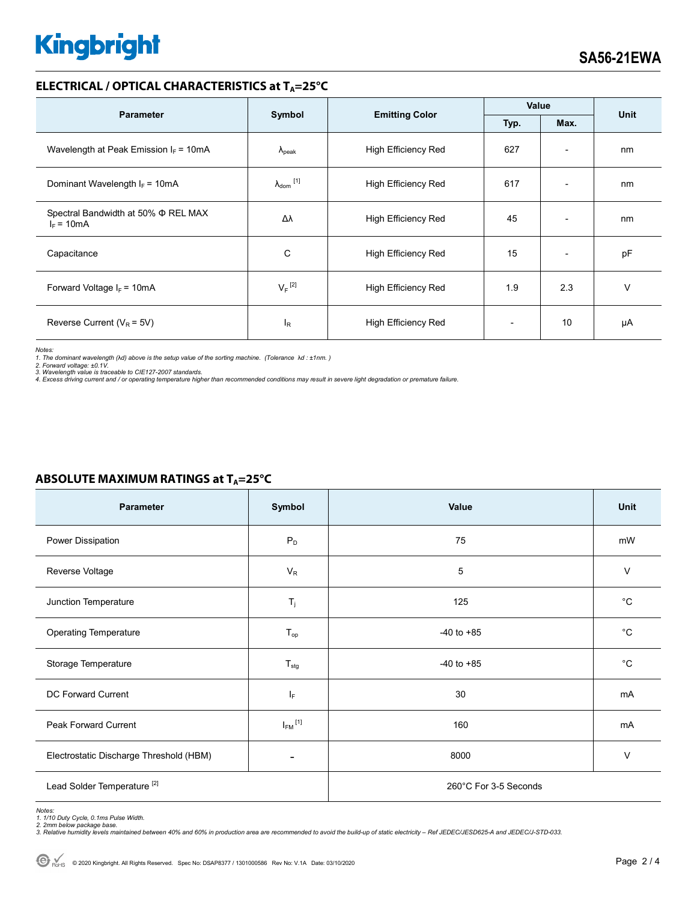## ELECTRICAL / OPTICAL CHARACTERISTICS at $T_A$=25°C

| Parameter | Symbol | Emitting Color | Value | | Unit |
|---|---|---|---|---|---|
| | | | Typ. | Max. | |
| Wavelength at Peak Emission $I_F$ = 10mA | $\lambda_{peak}$ | High Efficiency Red | 627 | - | nm |
| Dominant Wavelength $I_F$ = 10mA | $\lambda_{dom}$ [1] | High Efficiency Red | 617 | - | nm |
| Spectral Bandwidth at 50% Φ REL MAX $I_F$ = 10mA | Δλ | High Efficiency Red | 45 | - | nm |
| Capacitance | C | High Efficiency Red | 15 | - | pF |
| Forward Voltage $I_F$ = 10mA | $V_F$ [2] | High Efficiency Red | 1.9 | 2.3 | V |
| Reverse Current ($V_R$ = 5V) | $I_R$ | High Efficiency Red | - | 10 | µA |

*Notes:*
*1. The dominant wavelength (λd) above is the setup value of the sorting machine. (Tolerance λd : ±1nm. )*
*2. Forward voltage: ±0.1V.*
*3. Wavelength value is traceable to CIE127-2007 standards.*
*4. Excess driving current and / or operating temperature higher than recommended conditions may result in severe light degradation or premature failure.*

## ABSOLUTE MAXIMUM RATINGS at $T_A$=25°C

| Parameter | Symbol | Value | Unit |
|---|---|---|---|
| Power Dissipation | $P_D$ | 75 | mW |
| Reverse Voltage | $V_R$ | 5 | V |
| Junction Temperature | $T_j$ | 125 | °C |
| Operating Temperature | $T_{op}$ | -40 to +85 | °C |
| Storage Temperature | $T_{stg}$ | -40 to +85 | °C |
| DC Forward Current | $I_F$ | 30 | mA |
| Peak Forward Current | $I_{FM}$ [1] | 160 | mA |
| Electrostatic Discharge Threshold (HBM) | - | 8000 | V |
| Lead Solder Temperature [2] | | 260°C For 3-5 Seconds | |

*Notes:*
*1. 1/10 Duty Cycle, 0.1ms Pulse Width.*
*2. 2mm below package base.*
*3. Relative humidity levels maintained between 40% and 60% in production area are recommended to avoid the build-up of static electricity – Ref JEDEC/JESD625-A and JEDEC/J-STD-033.*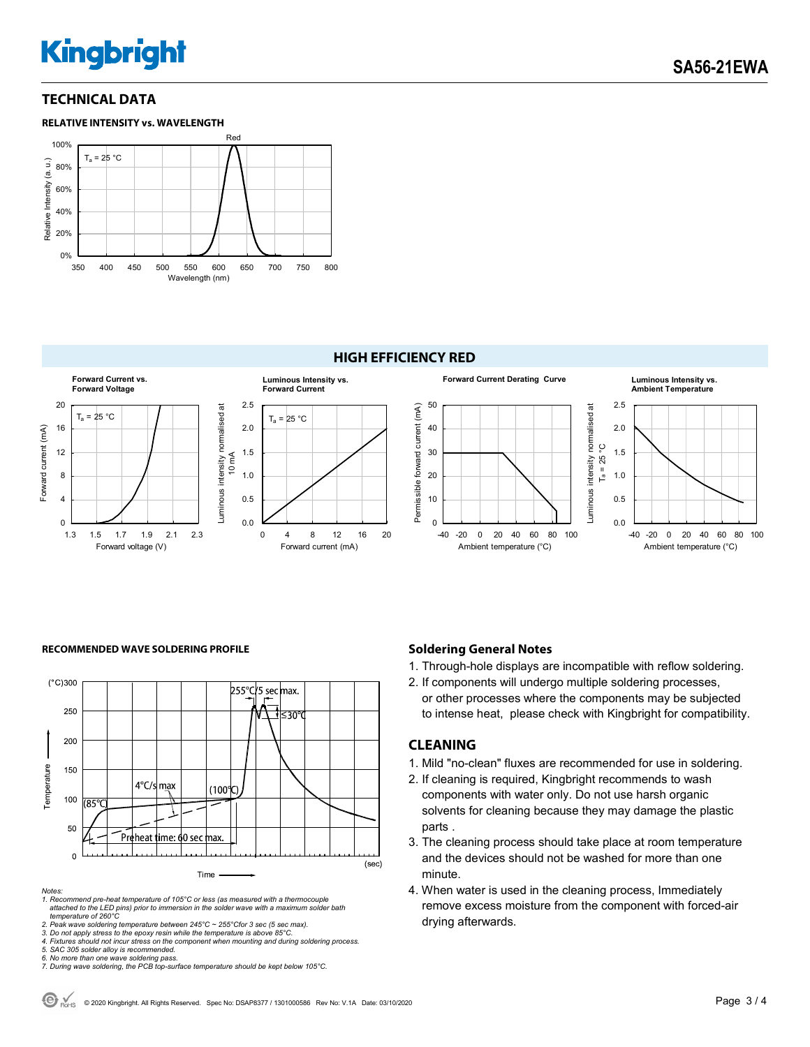## TECHNICAL DATA

**RELATIVE INTENSITY vs. WAVELENGTH**

## HIGH EFFICIENCY RED

**Forward Current vs. Forward Voltage**

**Luminous Intensity vs. Forward Current**

**Forward Current Derating Curve**

**Luminous Intensity vs. Ambient Temperature**

**RECOMMENDED WAVE SOLDERING PROFILE**

*Notes:*

*1. Recommend pre-heat temperature of 105°C or less (as measured with a thermocouple attached to the LED pins) prior to immersion in the solder wave with a maximum solder bath temperature of 260°C*

*2. Peak wave soldering temperature between 245°C ~ 255°Cfor 3 sec (5 sec max).*

*3. Do not apply stress to the epoxy resin while the temperature is above 85°C.*

*4. Fixtures should not incur stress on the component when mounting and during soldering process.*

*5. SAC 305 solder alloy is recommended.*

*6. No more than one wave soldering pass.*

*7. During wave soldering, the PCB top-surface temperature should be kept below 105°C.*

### Soldering General Notes

1. Through-hole displays are incompatible with reflow soldering.
2. If components will undergo multiple soldering processes, or other processes where the components may be subjected to intense heat, please check with Kingbright for compatibility.

## CLEANING

1. Mild "no-clean" fluxes are recommended for use in soldering.
2. If cleaning is required, Kingbright recommends to wash components with water only. Do not use harsh organic solvents for cleaning because they may damage the plastic parts .
3. The cleaning process should take place at room temperature and the devices should not be washed for more than one minute.
4. When water is used in the cleaning process, Immediately remove excess moisture from the component with forced-air drying afterwards.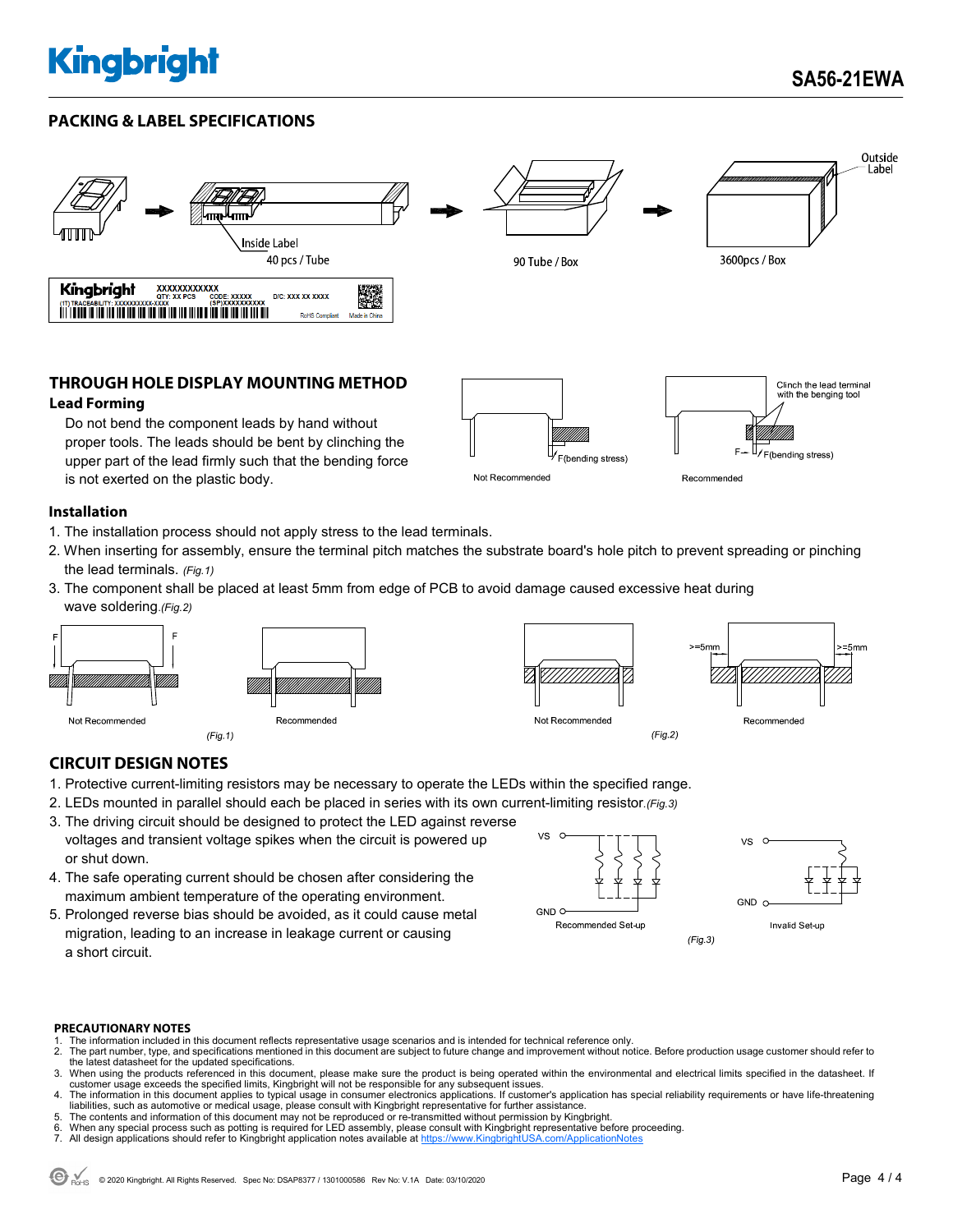## PACKING & LABEL SPECIFICATIONS

Inside Label

40 pcs / Tube

90 Tube / Box

3600pcs / Box

Outside Label

## THROUGH HOLE DISPLAY MOUNTING METHOD

### Lead Forming

Do not bend the component leads by hand without proper tools. The leads should be bent by clinching the upper part of the lead firmly such that the bending force is not exerted on the plastic body.

F(bending stress)

Not Recommended

Clinch the lead terminal with the benging tool

F(bending stress)

Recommended

### Installation

1. The installation process should not apply stress to the lead terminals.
2. When inserting for assembly, ensure the terminal pitch matches the substrate board's hole pitch to prevent spreading or pinching the lead terminals. *(Fig.1)*
3. The component shall be placed at least 5mm from edge of PCB to avoid damage caused excessive heat during wave soldering.*(Fig.2)*

Not Recommended

Recommended

*(Fig.1)*

Not Recommended

>=5mm

>=5mm

Recommended

*(Fig.2)*

## CIRCUIT DESIGN NOTES

1. Protective current-limiting resistors may be necessary to operate the LEDs within the specified range.
2. LEDs mounted in parallel should each be placed in series with its own current-limiting resistor.*(Fig.3)*
3. The driving circuit should be designed to protect the LED against reverse voltages and transient voltage spikes when the circuit is powered up or shut down.
4. The safe operating current should be chosen after considering the maximum ambient temperature of the operating environment.
5. Prolonged reverse bias should be avoided, as it could cause metal migration, leading to an increase in leakage current or causing a short circuit.

VS

GND

Recommended Set-up

VS

GND

Invalid Set-up

*(Fig.3)*

#### PRECAUTIONARY NOTES

1. The information included in this document reflects representative usage scenarios and is intended for technical reference only.
2. The part number, type, and specifications mentioned in this document are subject to future change and improvement without notice. Before production usage customer should refer to the latest datasheet for the updated specifications.
3. When using the products referenced in this document, please make sure the product is being operated within the environmental and electrical limits specified in the datasheet. If customer usage exceeds the specified limits, Kingbright will not be responsible for any subsequent issues.
4. The information in this document applies to typical usage in consumer electronics applications. If customer's application has special reliability requirements or have life-threatening liabilities, such as automotive or medical usage, please consult with Kingbright representative for further assistance.
5. The contents and information of this document may not be reproduced or re-transmitted without permission by Kingbright.
6. When any special process such as potting is required for LED assembly, please consult with Kingbright representative before proceeding.
7. All design applications should refer to Kingbright application notes available at https://www.KingbrightUSA.com/ApplicationNotes